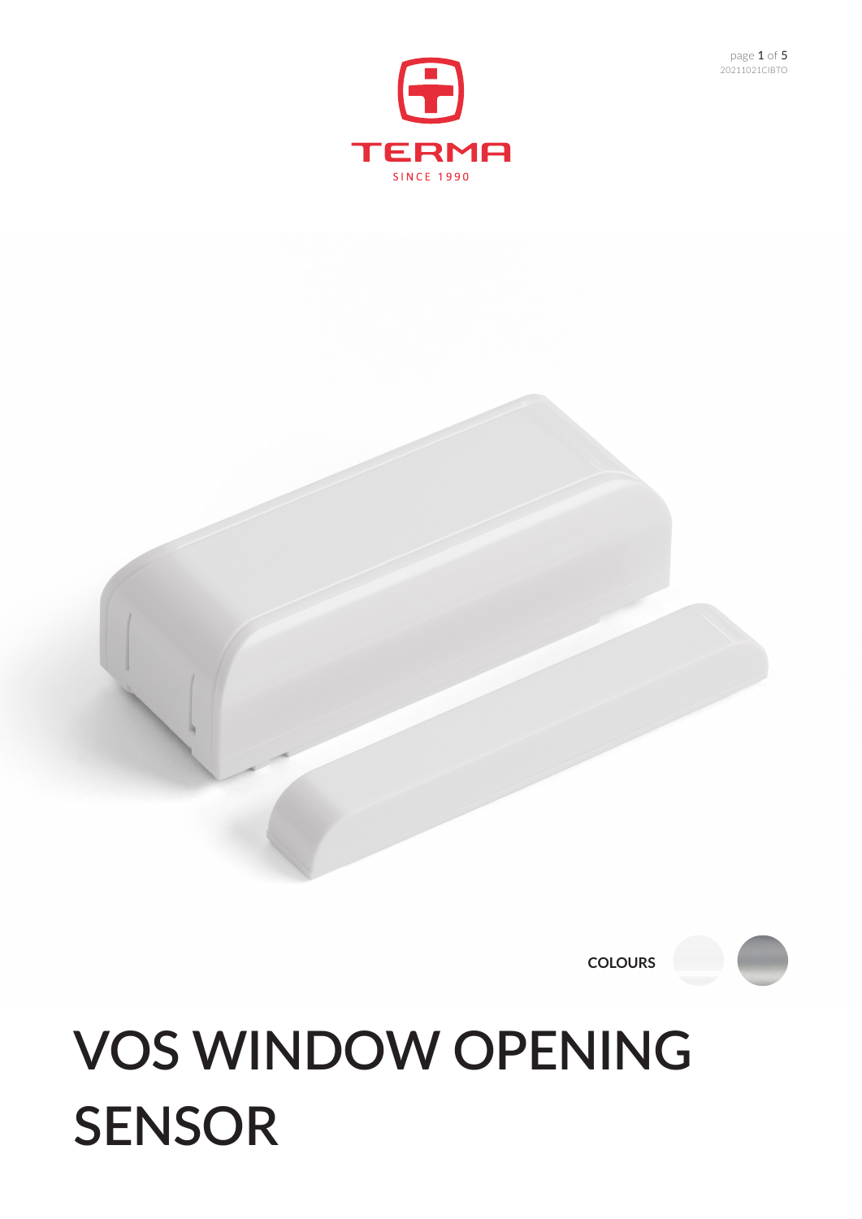TERMA

SINCE 1990

20211021CIBTO

COLOURS

# VOS WINDOW OPENING SENSOR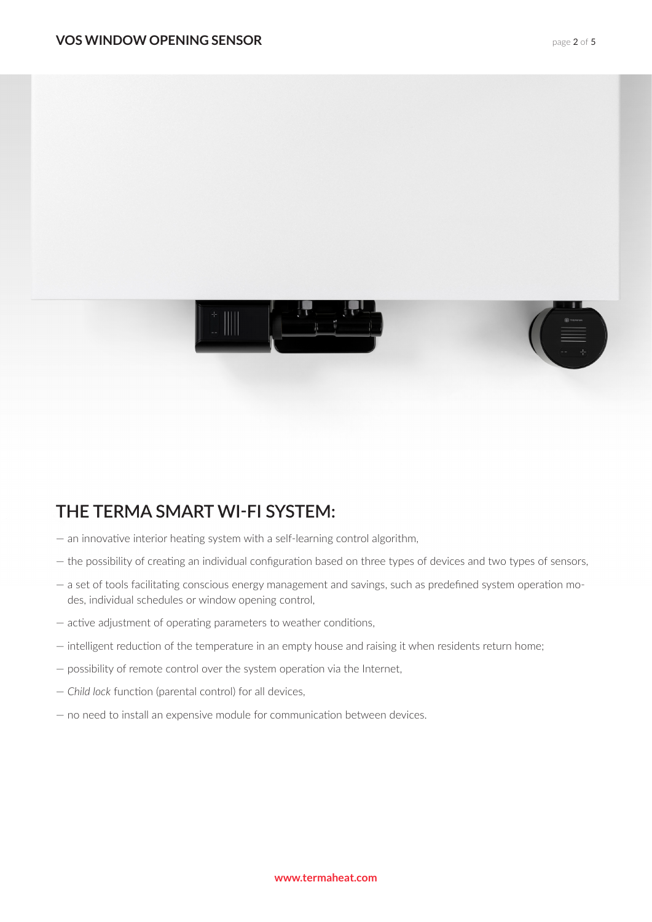## THE TERMA SMART WI-FI SYSTEM:

- an innovative interior heating system with a self-learning control algorithm,
- the possibility of creating an individual configuration based on three types of devices and two types of sensors,
- a set of tools facilitating conscious energy management and savings, such as predefined system operation modes, individual schedules or window opening control,
- active adjustment of operating parameters to weather conditions,
- intelligent reduction of the temperature in an empty house and raising it when residents return home;
- possibility of remote control over the system operation via the Internet,
- *Child lock* function (parental control) for all devices,
- no need to install an expensive module for communication between devices.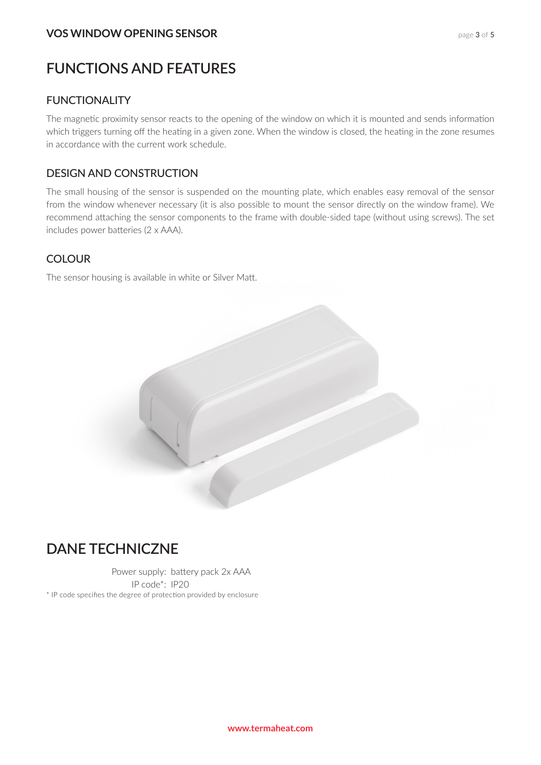# FUNCTIONS AND FEATURES

## FUNCTIONALITY

The magnetic proximity sensor reacts to the opening of the window on which it is mounted and sends information which triggers turning off the heating in a given zone. When the window is closed, the heating in the zone resumes in accordance with the current work schedule.

## DESIGN AND CONSTRUCTION

The small housing of the sensor is suspended on the mounting plate, which enables easy removal of the sensor from the window whenever necessary (it is also possible to mount the sensor directly on the window frame). We recommend attaching the sensor components to the frame with double-sided tape (without using screws). The set includes power batteries (2 x AAA).

## COLOUR

The sensor housing is available in white or Silver Matt.

# DANE TECHNICZNE

Power supply: battery pack 2x AAA
IP code*: IP20

* IP code specifies the degree of protection provided by enclosure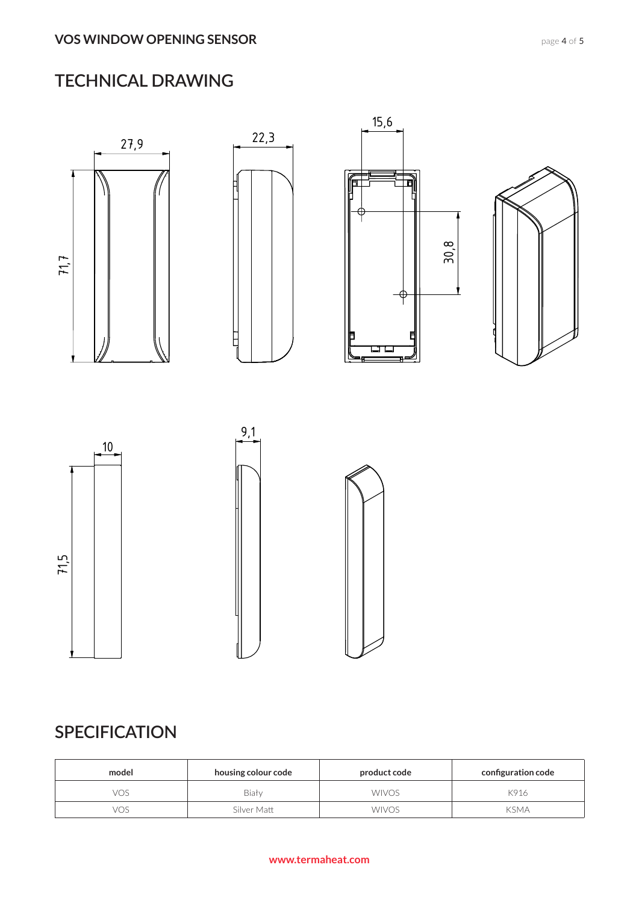## TECHNICAL DRAWING

27,9

22,3

15,6

71,7

30,8

10

9,1

71,5

## SPECIFICATION

| model | housing colour code | product code | configuration code |
|---|---|---|---|
| VOS | Biały | WIVOS | K916 |
| VOS | Silver Matt | WIVOS | KSMA |

www.termaheat.com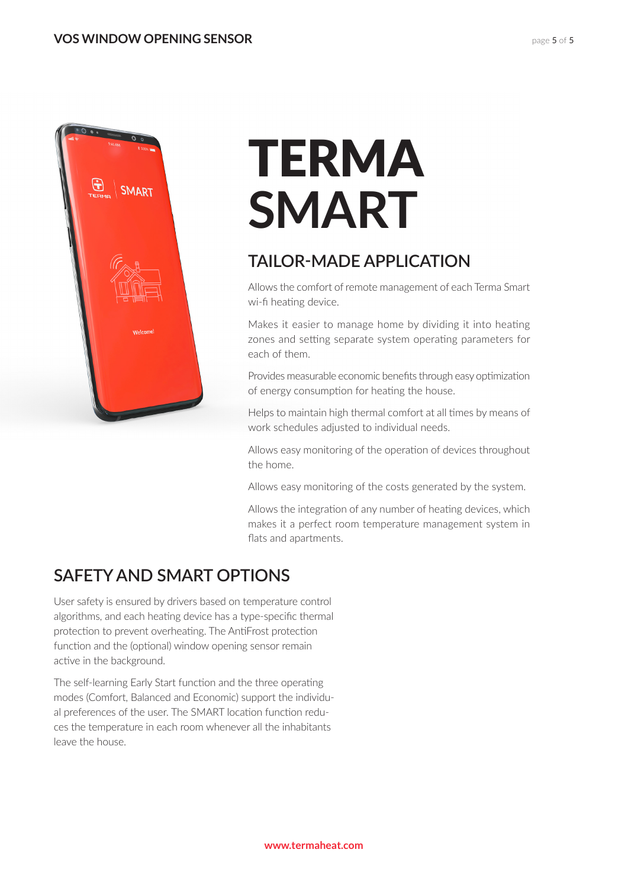# TERMA SMART

## TAILOR-MADE APPLICATION

Allows the comfort of remote management of each Terma Smart wi-fi heating device.

Makes it easier to manage home by dividing it into heating zones and setting separate system operating parameters for each of them.

Provides measurable economic benefits through easy optimization of energy consumption for heating the house.

Helps to maintain high thermal comfort at all times by means of work schedules adjusted to individual needs.

Allows easy monitoring of the operation of devices throughout the home.

Allows easy monitoring of the costs generated by the system.

Allows the integration of any number of heating devices, which makes it a perfect room temperature management system in flats and apartments.

## SAFETY AND SMART OPTIONS

User safety is ensured by drivers based on temperature control algorithms, and each heating device has a type-specific thermal protection to prevent overheating. The AntiFrost protection function and the (optional) window opening sensor remain active in the background.

The self-learning Early Start function and the three operating modes (Comfort, Balanced and Economic) support the individual preferences of the user. The SMART location function reduces the temperature in each room whenever all the inhabitants leave the house.

www.termaheat.com